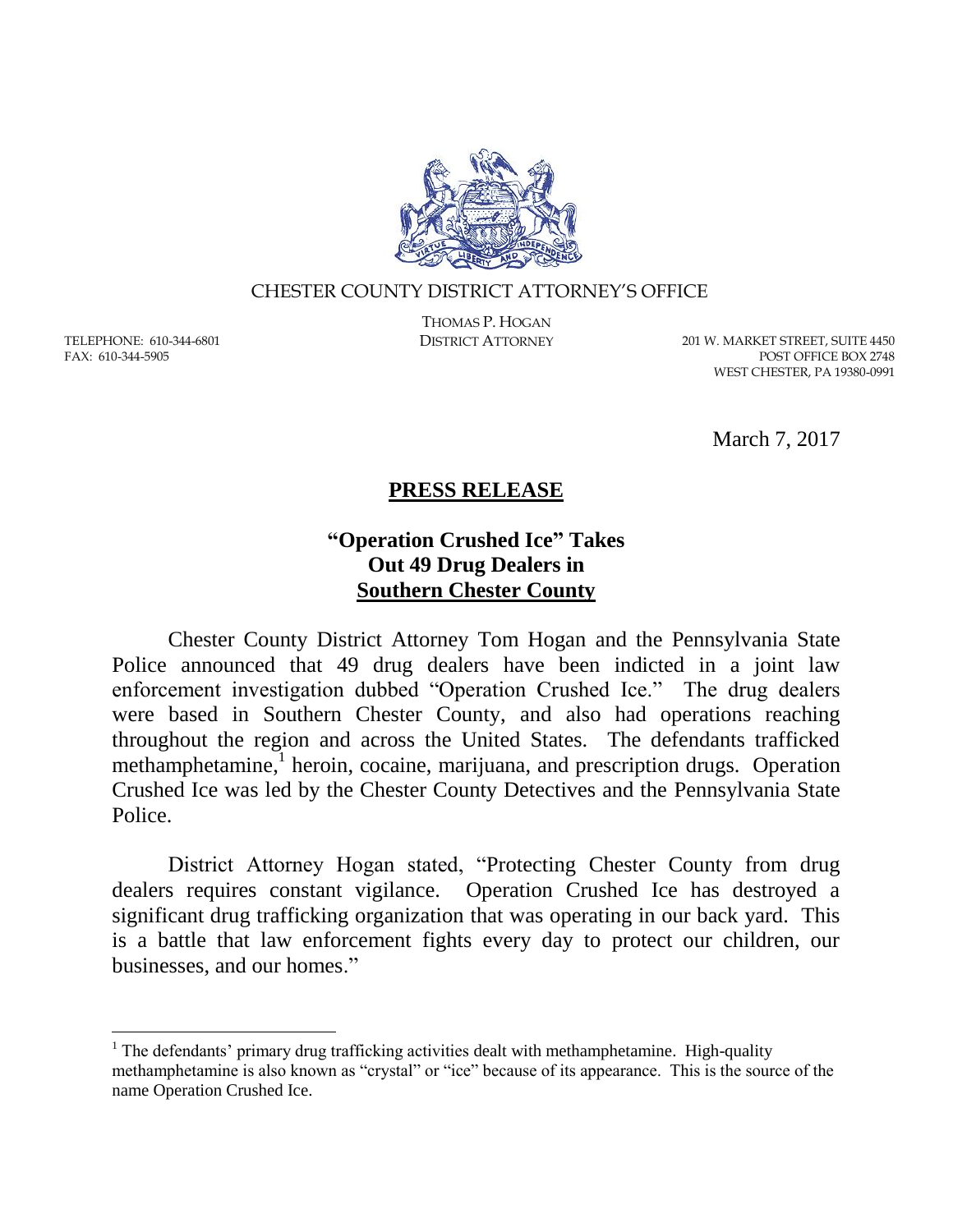CHESTER COUNTY DISTRICT ATTORNEY'S OFFICE

THOMAS P. HOGAN
DISTRICT ATTORNEY

TELEPHONE: 610-344-6801
FAX: 610-344-5905

201 W. MARKET STREET, SUITE 4450
POST OFFICE BOX 2748
WEST CHESTER, PA 19380-0991

March 7, 2017

## PRESS RELEASE

### "Operation Crushed Ice" Takes Out 49 Drug Dealers in Southern Chester County

Chester County District Attorney Tom Hogan and the Pennsylvania State Police announced that 49 drug dealers have been indicted in a joint law enforcement investigation dubbed "Operation Crushed Ice." The drug dealers were based in Southern Chester County, and also had operations reaching throughout the region and across the United States. The defendants trafficked methamphetamine,[1] heroin, cocaine, marijuana, and prescription drugs. Operation Crushed Ice was led by the Chester County Detectives and the Pennsylvania State Police.

District Attorney Hogan stated, "Protecting Chester County from drug dealers requires constant vigilance. Operation Crushed Ice has destroyed a significant drug trafficking organization that was operating in our back yard. This is a battle that law enforcement fights every day to protect our children, our businesses, and our homes."

---

[1] The defendants' primary drug trafficking activities dealt with methamphetamine. High-quality methamphetamine is also known as "crystal" or "ice" because of its appearance. This is the source of the name Operation Crushed Ice.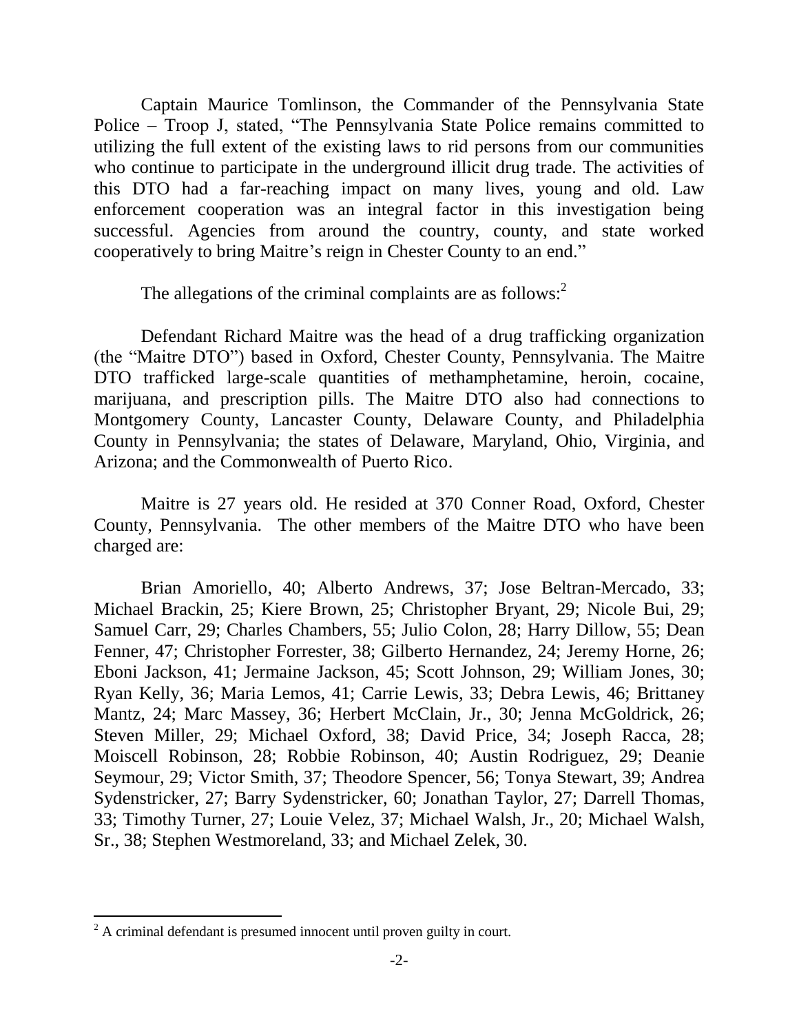Captain Maurice Tomlinson, the Commander of the Pennsylvania State Police – Troop J, stated, "The Pennsylvania State Police remains committed to utilizing the full extent of the existing laws to rid persons from our communities who continue to participate in the underground illicit drug trade. The activities of this DTO had a far-reaching impact on many lives, young and old. Law enforcement cooperation was an integral factor in this investigation being successful. Agencies from around the country, county, and state worked cooperatively to bring Maitre's reign in Chester County to an end."

The allegations of the criminal complaints are as follows:[2]

Defendant Richard Maitre was the head of a drug trafficking organization (the "Maitre DTO") based in Oxford, Chester County, Pennsylvania. The Maitre DTO trafficked large-scale quantities of methamphetamine, heroin, cocaine, marijuana, and prescription pills. The Maitre DTO also had connections to Montgomery County, Lancaster County, Delaware County, and Philadelphia County in Pennsylvania; the states of Delaware, Maryland, Ohio, Virginia, and Arizona; and the Commonwealth of Puerto Rico.

Maitre is 27 years old. He resided at 370 Conner Road, Oxford, Chester County, Pennsylvania. The other members of the Maitre DTO who have been charged are:

Brian Amoriello, 40; Alberto Andrews, 37; Jose Beltran-Mercado, 33; Michael Brackin, 25; Kiere Brown, 25; Christopher Bryant, 29; Nicole Bui, 29; Samuel Carr, 29; Charles Chambers, 55; Julio Colon, 28; Harry Dillow, 55; Dean Fenner, 47; Christopher Forrester, 38; Gilberto Hernandez, 24; Jeremy Horne, 26; Eboni Jackson, 41; Jermaine Jackson, 45; Scott Johnson, 29; William Jones, 30; Ryan Kelly, 36; Maria Lemos, 41; Carrie Lewis, 33; Debra Lewis, 46; Brittaney Mantz, 24; Marc Massey, 36; Herbert McClain, Jr., 30; Jenna McGoldrick, 26; Steven Miller, 29; Michael Oxford, 38; David Price, 34; Joseph Racca, 28; Moiscell Robinson, 28; Robbie Robinson, 40; Austin Rodriguez, 29; Deanie Seymour, 29; Victor Smith, 37; Theodore Spencer, 56; Tonya Stewart, 39; Andrea Sydenstricker, 27; Barry Sydenstricker, 60; Jonathan Taylor, 27; Darrell Thomas, 33; Timothy Turner, 27; Louie Velez, 37; Michael Walsh, Jr., 20; Michael Walsh, Sr., 38; Stephen Westmoreland, 33; and Michael Zelek, 30.

---

[2] A criminal defendant is presumed innocent until proven guilty in court.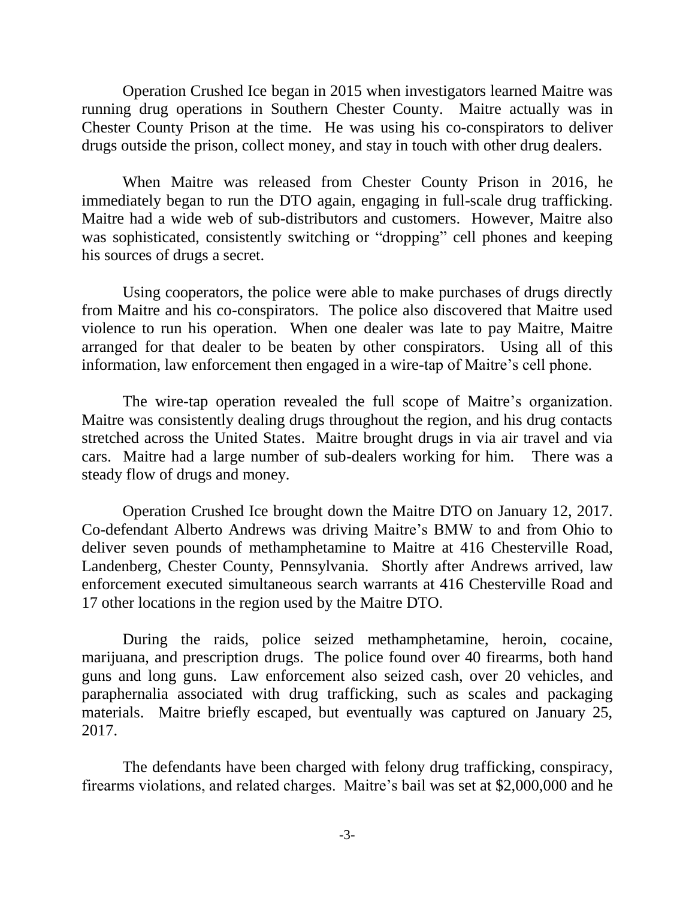Operation Crushed Ice began in 2015 when investigators learned Maitre was running drug operations in Southern Chester County. Maitre actually was in Chester County Prison at the time. He was using his co-conspirators to deliver drugs outside the prison, collect money, and stay in touch with other drug dealers.

When Maitre was released from Chester County Prison in 2016, he immediately began to run the DTO again, engaging in full-scale drug trafficking. Maitre had a wide web of sub-distributors and customers. However, Maitre also was sophisticated, consistently switching or "dropping" cell phones and keeping his sources of drugs a secret.

Using cooperators, the police were able to make purchases of drugs directly from Maitre and his co-conspirators. The police also discovered that Maitre used violence to run his operation. When one dealer was late to pay Maitre, Maitre arranged for that dealer to be beaten by other conspirators. Using all of this information, law enforcement then engaged in a wire-tap of Maitre's cell phone.

The wire-tap operation revealed the full scope of Maitre's organization. Maitre was consistently dealing drugs throughout the region, and his drug contacts stretched across the United States. Maitre brought drugs in via air travel and via cars. Maitre had a large number of sub-dealers working for him. There was a steady flow of drugs and money.

Operation Crushed Ice brought down the Maitre DTO on January 12, 2017. Co-defendant Alberto Andrews was driving Maitre's BMW to and from Ohio to deliver seven pounds of methamphetamine to Maitre at 416 Chesterville Road, Landenberg, Chester County, Pennsylvania. Shortly after Andrews arrived, law enforcement executed simultaneous search warrants at 416 Chesterville Road and 17 other locations in the region used by the Maitre DTO.

During the raids, police seized methamphetamine, heroin, cocaine, marijuana, and prescription drugs. The police found over 40 firearms, both hand guns and long guns. Law enforcement also seized cash, over 20 vehicles, and paraphernalia associated with drug trafficking, such as scales and packaging materials. Maitre briefly escaped, but eventually was captured on January 25, 2017.

The defendants have been charged with felony drug trafficking, conspiracy, firearms violations, and related charges. Maitre's bail was set at $2,000,000 and he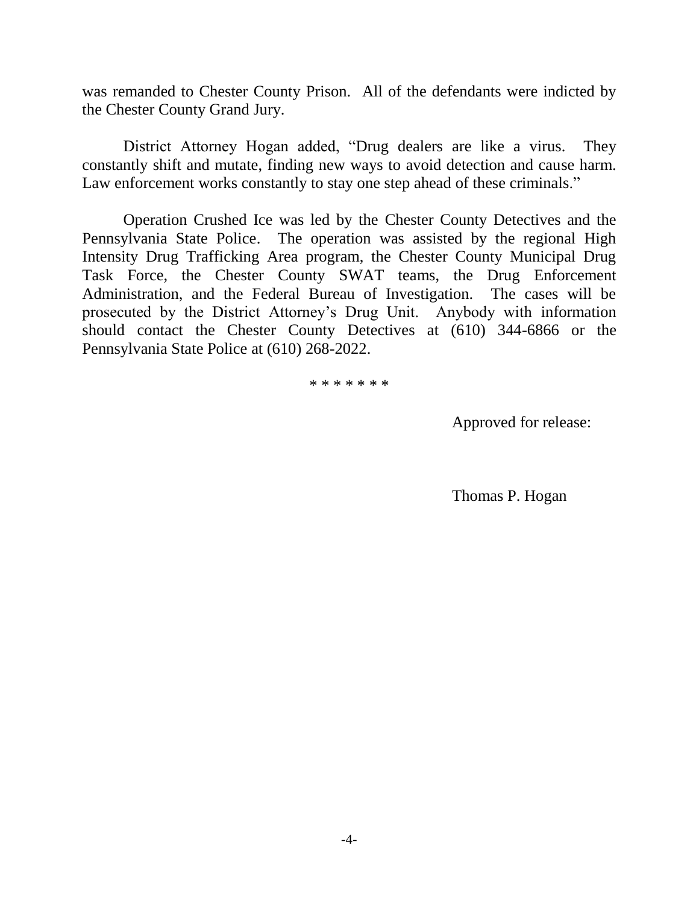was remanded to Chester County Prison. All of the defendants were indicted by the Chester County Grand Jury.

District Attorney Hogan added, “Drug dealers are like a virus. They constantly shift and mutate, finding new ways to avoid detection and cause harm. Law enforcement works constantly to stay one step ahead of these criminals.”

Operation Crushed Ice was led by the Chester County Detectives and the Pennsylvania State Police. The operation was assisted by the regional High Intensity Drug Trafficking Area program, the Chester County Municipal Drug Task Force, the Chester County SWAT teams, the Drug Enforcement Administration, and the Federal Bureau of Investigation. The cases will be prosecuted by the District Attorney’s Drug Unit. Anybody with information should contact the Chester County Detectives at (610) 344-6866 or the Pennsylvania State Police at (610) 268-2022.

\* \* \* \* \* \* \*

Approved for release:

Thomas P. Hogan